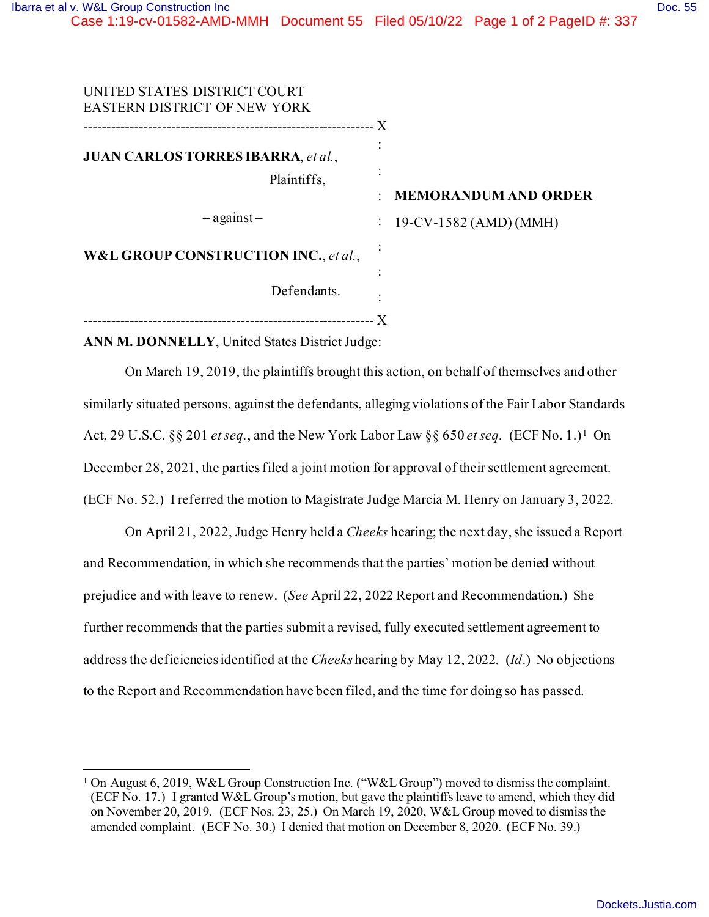UNITED STATES DISTRICT COURT
EASTERN DISTRICT OF NEW YORK

---

**JUAN CARLOS TORRES IBARRA**, *et al.*,

Plaintiffs,

– against –

**W&L GROUP CONSTRUCTION INC.**, *et al.*,

Defendants.

---

**MEMORANDUM AND ORDER**

19-CV-1582 (AMD) (MMH)

**ANN M. DONNELLY**, United States District Judge:

On March 19, 2019, the plaintiffs brought this action, on behalf of themselves and other similarly situated persons, against the defendants, alleging violations of the Fair Labor Standards Act, 29 U.S.C. §§ 201 *et seq.*, and the New York Labor Law §§ 650 *et seq.* (ECF No. 1.)[1] On December 28, 2021, the parties filed a joint motion for approval of their settlement agreement. (ECF No. 52.) I referred the motion to Magistrate Judge Marcia M. Henry on January 3, 2022.

On April 21, 2022, Judge Henry held a *Cheeks* hearing; the next day, she issued a Report and Recommendation, in which she recommends that the parties' motion be denied without prejudice and with leave to renew. (*See* April 22, 2022 Report and Recommendation.) She further recommends that the parties submit a revised, fully executed settlement agreement to address the deficiencies identified at the *Cheeks* hearing by May 12, 2022. (*Id.*) No objections to the Report and Recommendation have been filed, and the time for doing so has passed.

---

[1] On August 6, 2019, W&L Group Construction Inc. ("W&L Group") moved to dismiss the complaint. (ECF No. 17.) I granted W&L Group's motion, but gave the plaintiffs leave to amend, which they did on November 20, 2019. (ECF Nos. 23, 25.) On March 19, 2020, W&L Group moved to dismiss the amended complaint. (ECF No. 30.) I denied that motion on December 8, 2020. (ECF No. 39.)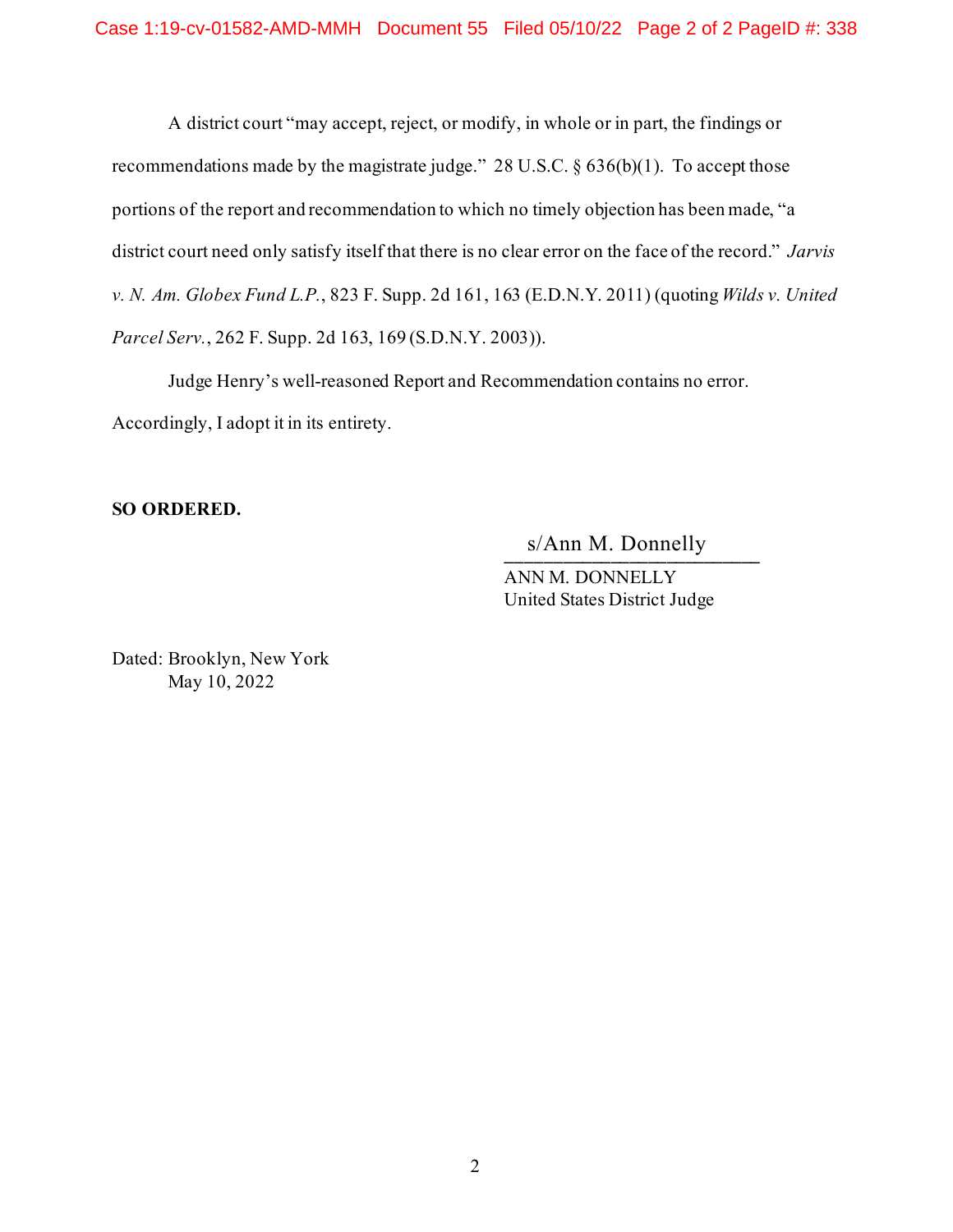A district court "may accept, reject, or modify, in whole or in part, the findings or recommendations made by the magistrate judge." 28 U.S.C. § 636(b)(1). To accept those portions of the report and recommendation to which no timely objection has been made, "a district court need only satisfy itself that there is no clear error on the face of the record." *Jarvis v. N. Am. Globex Fund L.P.*, 823 F. Supp. 2d 161, 163 (E.D.N.Y. 2011) (quoting *Wilds v. United Parcel Serv.*, 262 F. Supp. 2d 163, 169 (S.D.N.Y. 2003)).

Judge Henry's well-reasoned Report and Recommendation contains no error. Accordingly, I adopt it in its entirety.

**SO ORDERED.**

s/Ann M. Donnelly
ANN M. DONNELLY
United States District Judge

Dated: Brooklyn, New York
May 10, 2022